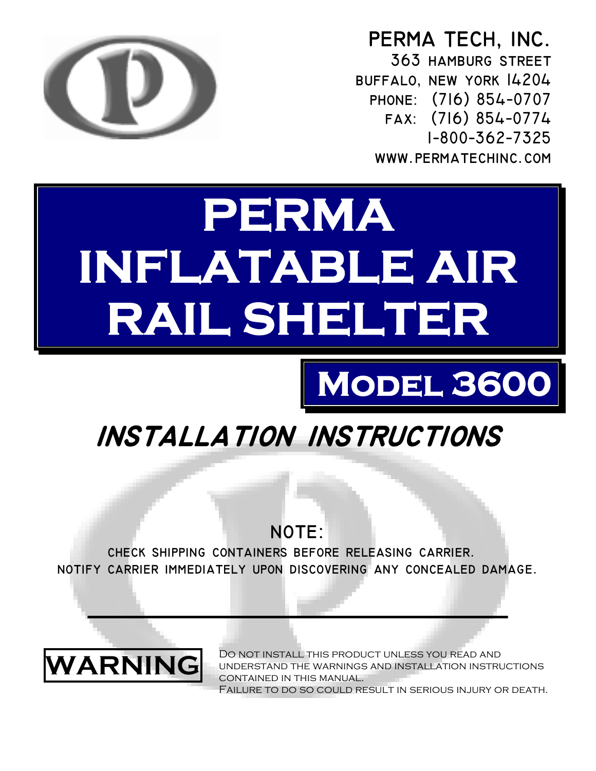PERMA TECH, INC.
363 HAMBURG STREET
BUFFALO, NEW YORK 14204
PHONE: (716) 854-0707
FAX: (716) 854-0774
1-800-362-7325
WWW.PERMATECHINC.COM

# PERMA INFLATABLE AIR RAIL SHELTER

## Model 3600

## *INSTALLATION INSTRUCTIONS*

**NOTE:**

CHECK SHIPPING CONTAINERS BEFORE RELEASING CARRIER.
NOTIFY CARRIER IMMEDIATELY UPON DISCOVERING ANY CONCEALED DAMAGE.

---

**WARNING**

Do not install this product unless you read and understand the warnings and installation instructions contained in this manual.
Failure to do so could result in serious injury or death.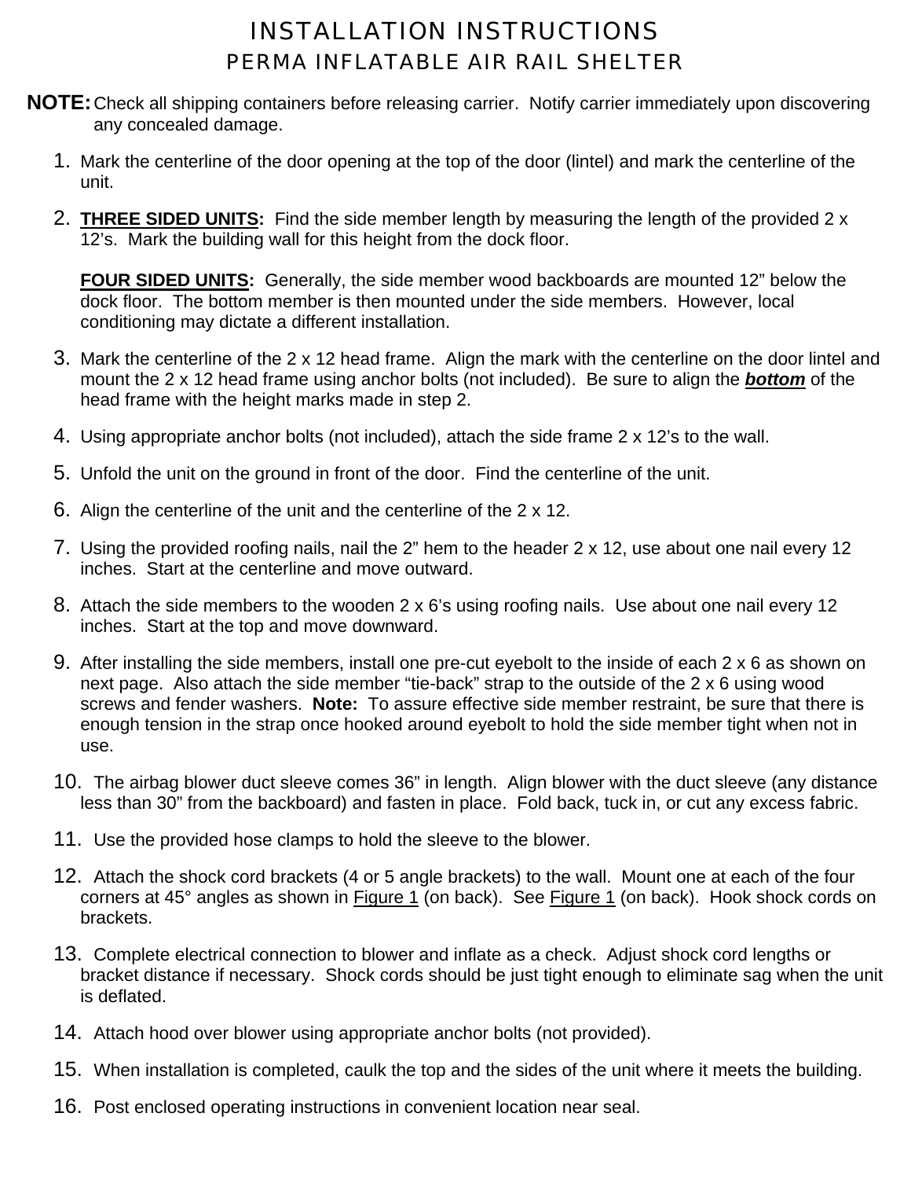# INSTALLATION INSTRUCTIONS

## PERMA INFLATABLE AIR RAIL SHELTER

**NOTE:** Check all shipping containers before releasing carrier. Notify carrier immediately upon discovering any concealed damage.

1. Mark the centerline of the door opening at the top of the door (lintel) and mark the centerline of the unit.

2. **THREE SIDED UNITS:** Find the side member length by measuring the length of the provided 2 x 12's. Mark the building wall for this height from the dock floor.

   **FOUR SIDED UNITS:** Generally, the side member wood backboards are mounted 12" below the dock floor. The bottom member is then mounted under the side members. However, local conditioning may dictate a different installation.

3. Mark the centerline of the 2 x 12 head frame. Align the mark with the centerline on the door lintel and mount the 2 x 12 head frame using anchor bolts (not included). Be sure to align the ***bottom*** of the head frame with the height marks made in step 2.

4. Using appropriate anchor bolts (not included), attach the side frame 2 x 12's to the wall.

5. Unfold the unit on the ground in front of the door. Find the centerline of the unit.

6. Align the centerline of the unit and the centerline of the 2 x 12.

7. Using the provided roofing nails, nail the 2" hem to the header 2 x 12, use about one nail every 12 inches. Start at the centerline and move outward.

8. Attach the side members to the wooden 2 x 6's using roofing nails. Use about one nail every 12 inches. Start at the top and move downward.

9. After installing the side members, install one pre-cut eyebolt to the inside of each 2 x 6 as shown on next page. Also attach the side member "tie-back" strap to the outside of the 2 x 6 using wood screws and fender washers. **Note:** To assure effective side member restraint, be sure that there is enough tension in the strap once hooked around eyebolt to hold the side member tight when not in use.

10. The airbag blower duct sleeve comes 36" in length. Align blower with the duct sleeve (any distance less than 30" from the backboard) and fasten in place. Fold back, tuck in, or cut any excess fabric.

11. Use the provided hose clamps to hold the sleeve to the blower.

12. Attach the shock cord brackets (4 or 5 angle brackets) to the wall. Mount one at each of the four corners at 45° angles as shown in Figure 1 (on back). See Figure 1 (on back). Hook shock cords on brackets.

13. Complete electrical connection to blower and inflate as a check. Adjust shock cord lengths or bracket distance if necessary. Shock cords should be just tight enough to eliminate sag when the unit is deflated.

14. Attach hood over blower using appropriate anchor bolts (not provided).

15. When installation is completed, caulk the top and the sides of the unit where it meets the building.

16. Post enclosed operating instructions in convenient location near seal.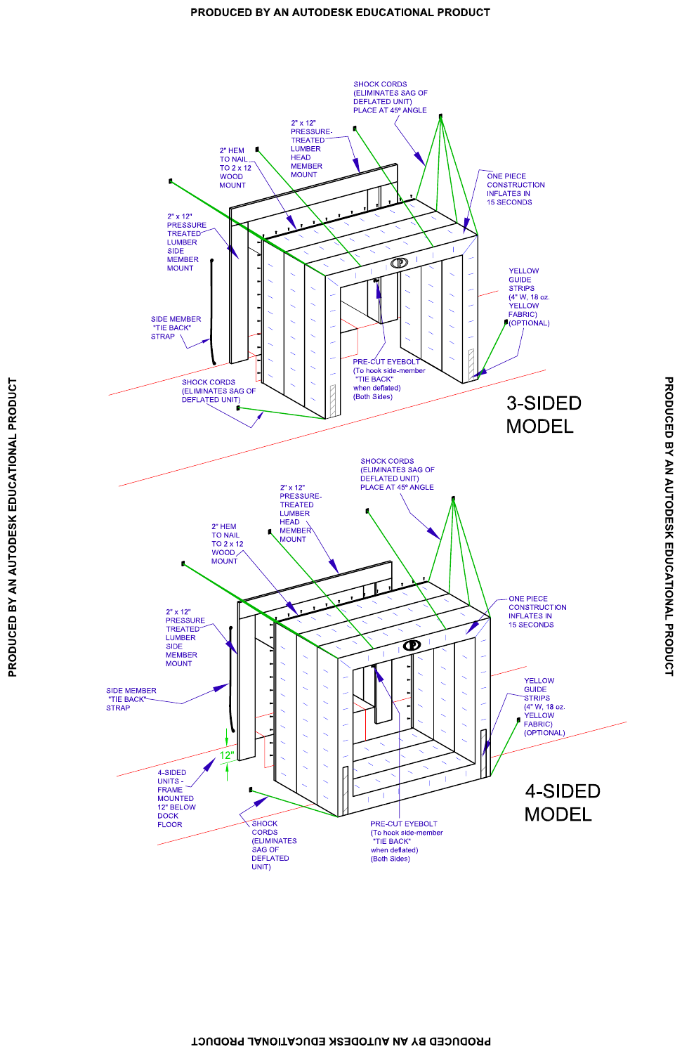SHOCK CORDS (ELIMINATES SAG OF DEFLATED UNIT) PLACE AT 45º ANGLE

2" x 12" PRESSURE-TREATED LUMBER HEAD MEMBER MOUNT

2" HEM TO NAIL TO 2 x 12 WOOD MOUNT

ONE PIECE CONSTRUCTION INFLATES IN 15 SECONDS

2" x 12" PRESSURE TREATED LUMBER SIDE MEMBER MOUNT

YELLOW GUIDE STRIPS (4" W, 18 oz. YELLOW FABRIC) (OPTIONAL)

SIDE MEMBER "TIE BACK" STRAP

PRE-CUT EYEBOLT (To hook side-member "TIE BACK" when deflated) (Both Sides)

SHOCK CORDS (ELIMINATES SAG OF DEFLATED UNIT)

# 3-SIDED MODEL

SHOCK CORDS (ELIMINATES SAG OF DEFLATED UNIT) PLACE AT 45º ANGLE

2" x 12" PRESSURE-TREATED LUMBER HEAD MEMBER MOUNT

2" HEM TO NAIL TO 2 x 12 WOOD MOUNT

ONE PIECE CONSTRUCTION INFLATES IN 15 SECONDS

2" x 12" PRESSURE TREATED LUMBER SIDE MEMBER MOUNT

YELLOW GUIDE STRIPS (4" W, 18 oz. YELLOW FABRIC) (OPTIONAL)

SIDE MEMBER "TIE BACK" STRAP

12"

4-SIDED UNITS - FRAME MOUNTED 12" BELOW DOCK FLOOR

SHOCK CORDS (ELIMINATES SAG OF DEFLATED UNIT)

PRE-CUT EYEBOLT (To hook side-member "TIE BACK" when deflated) (Both Sides)

# 4-SIDED MODEL